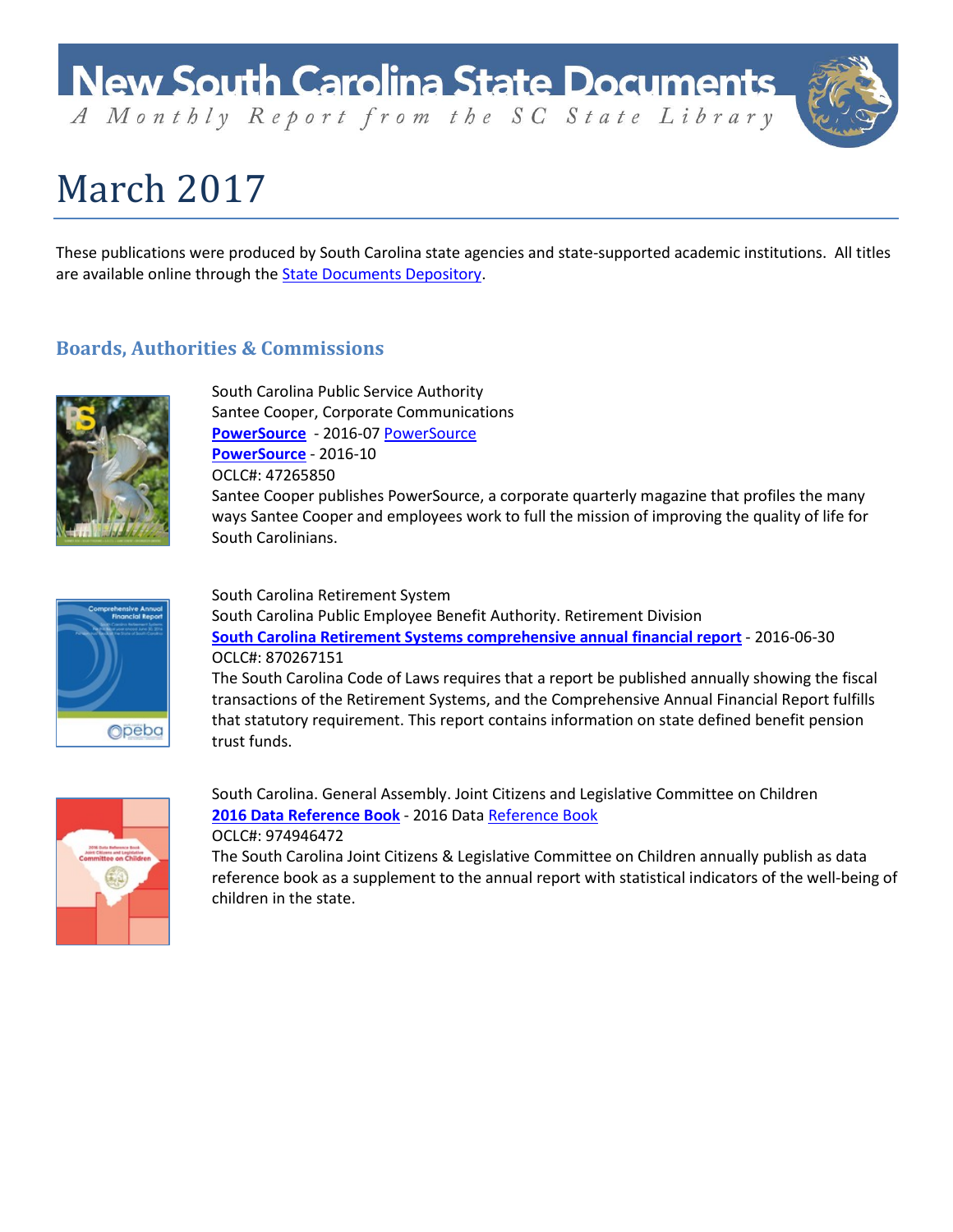# New South Carolina State Documents

*A Monthly Report from the SC State Library*

# March 2017

These publications were produced by South Carolina state agencies and state-supported academic institutions. All titles are available online through the State Documents Depository.

## Boards, Authorities & Commissions

South Carolina Public Service Authority
Santee Cooper, Corporate Communications
**PowerSource** - 2016-07 PowerSource
**PowerSource** - 2016-10
OCLC#: 47265850
Santee Cooper publishes PowerSource, a corporate quarterly magazine that profiles the many ways Santee Cooper and employees work to full the mission of improving the quality of life for South Carolinians.

South Carolina Retirement System
South Carolina Public Employee Benefit Authority. Retirement Division
**South Carolina Retirement Systems comprehensive annual financial report** - 2016-06-30
OCLC#: 870267151
The South Carolina Code of Laws requires that a report be published annually showing the fiscal transactions of the Retirement Systems, and the Comprehensive Annual Financial Report fulfills that statutory requirement. This report contains information on state defined benefit pension trust funds.

South Carolina. General Assembly. Joint Citizens and Legislative Committee on Children
**2016 Data Reference Book** - 2016 Data Reference Book
OCLC#: 974946472
The South Carolina Joint Citizens & Legislative Committee on Children annually publish as data reference book as a supplement to the annual report with statistical indicators of the well-being of children in the state.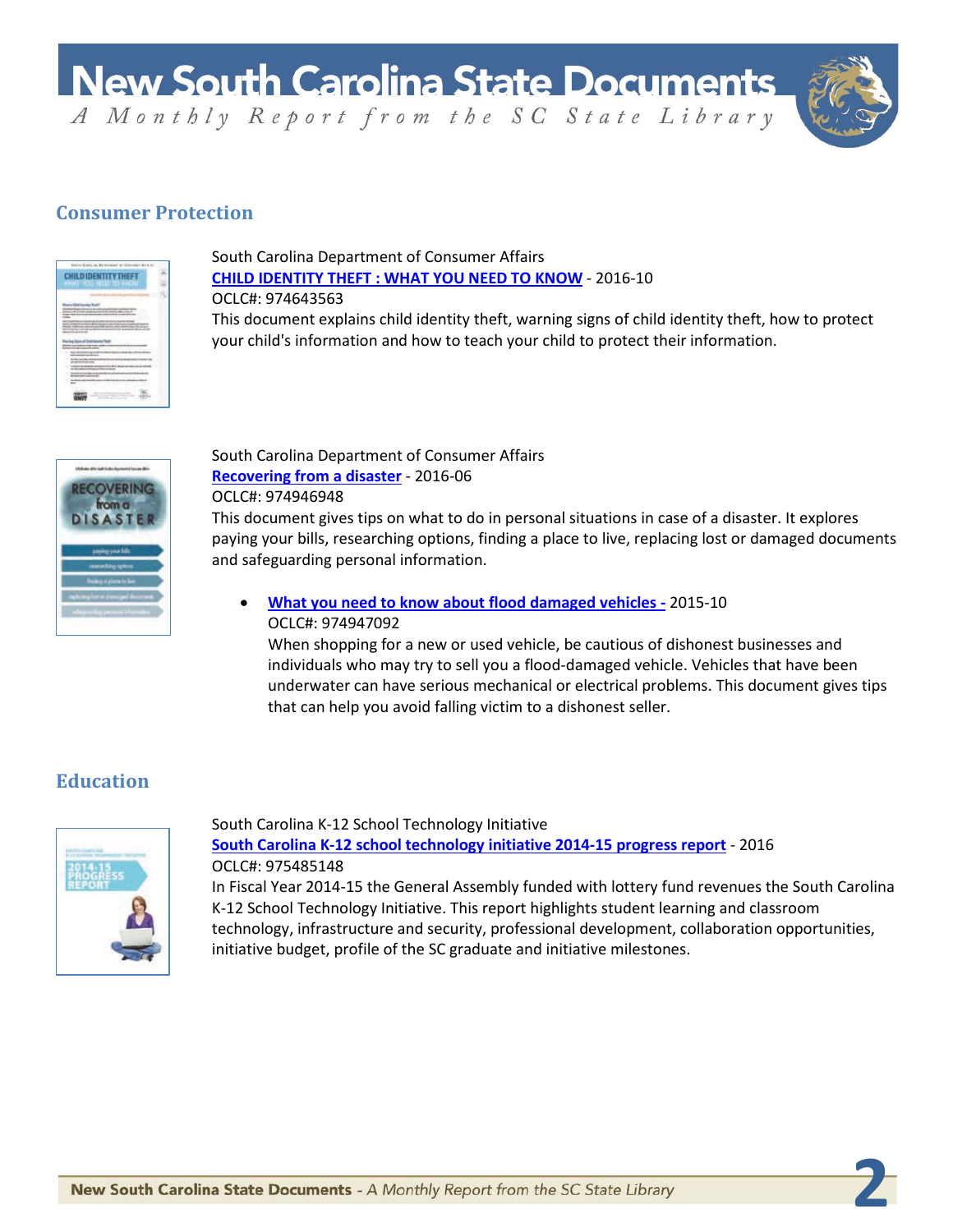## Consumer Protection

South Carolina Department of Consumer Affairs
**CHILD IDENTITY THEFT : WHAT YOU NEED TO KNOW** - 2016-10
OCLC#: 974643563
This document explains child identity theft, warning signs of child identity theft, how to protect your child's information and how to teach your child to protect their information.

South Carolina Department of Consumer Affairs
**Recovering from a disaster** - 2016-06
OCLC#: 974946948
This document gives tips on what to do in personal situations in case of a disaster. It explores paying your bills, researching options, finding a place to live, replacing lost or damaged documents and safeguarding personal information.

- **What you need to know about flood damaged vehicles -** 2015-10
  OCLC#: 974947092
  When shopping for a new or used vehicle, be cautious of dishonest businesses and individuals who may try to sell you a flood-damaged vehicle. Vehicles that have been underwater can have serious mechanical or electrical problems. This document gives tips that can help you avoid falling victim to a dishonest seller.

## Education

South Carolina K-12 School Technology Initiative
**South Carolina K-12 school technology initiative 2014-15 progress report** - 2016
OCLC#: 975485148
In Fiscal Year 2014-15 the General Assembly funded with lottery fund revenues the South Carolina K-12 School Technology Initiative. This report highlights student learning and classroom technology, infrastructure and security, professional development, collaboration opportunities, initiative budget, profile of the SC graduate and initiative milestones.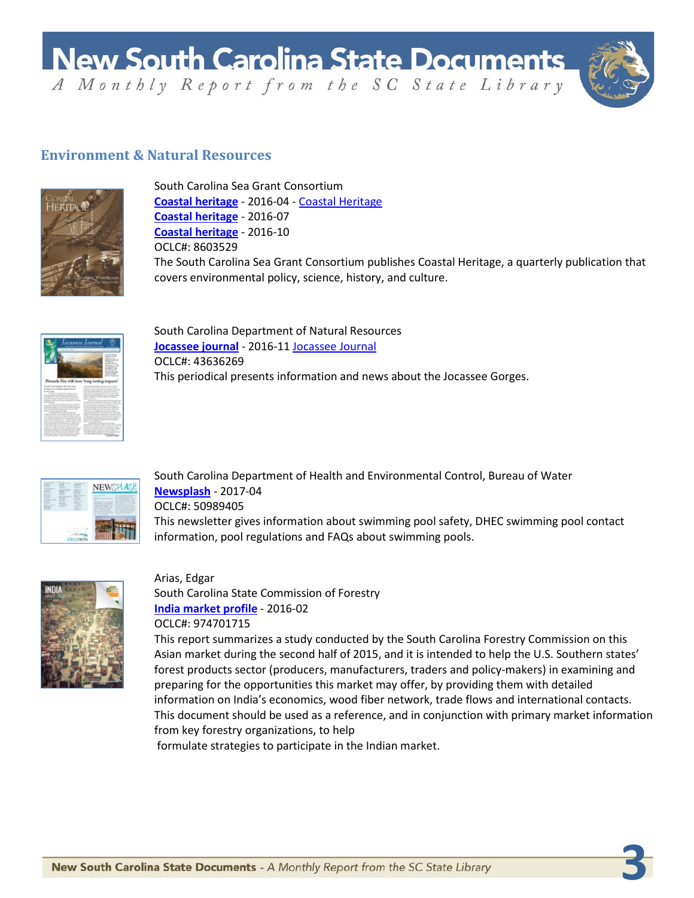## Environment & Natural Resources

South Carolina Sea Grant Consortium
**Coastal heritage** - 2016-04 - Coastal Heritage
**Coastal heritage** - 2016-07
**Coastal heritage** - 2016-10
OCLC#: 8603529
The South Carolina Sea Grant Consortium publishes Coastal Heritage, a quarterly publication that covers environmental policy, science, history, and culture.

South Carolina Department of Natural Resources
**Jocassee journal** - 2016-11 Jocassee Journal
OCLC#: 43636269
This periodical presents information and news about the Jocassee Gorges.

South Carolina Department of Health and Environmental Control, Bureau of Water
**Newsplash** - 2017-04
OCLC#: 50989405
This newsletter gives information about swimming pool safety, DHEC swimming pool contact information, pool regulations and FAQs about swimming pools.

Arias, Edgar
South Carolina State Commission of Forestry
**India market profile** - 2016-02
OCLC#: 974701715
This report summarizes a study conducted by the South Carolina Forestry Commission on this Asian market during the second half of 2015, and it is intended to help the U.S. Southern states' forest products sector (producers, manufacturers, traders and policy-makers) in examining and preparing for the opportunities this market may offer, by providing them with detailed information on India's economics, wood fiber network, trade flows and international contacts. This document should be used as a reference, and in conjunction with primary market information from key forestry organizations, to help formulate strategies to participate in the Indian market.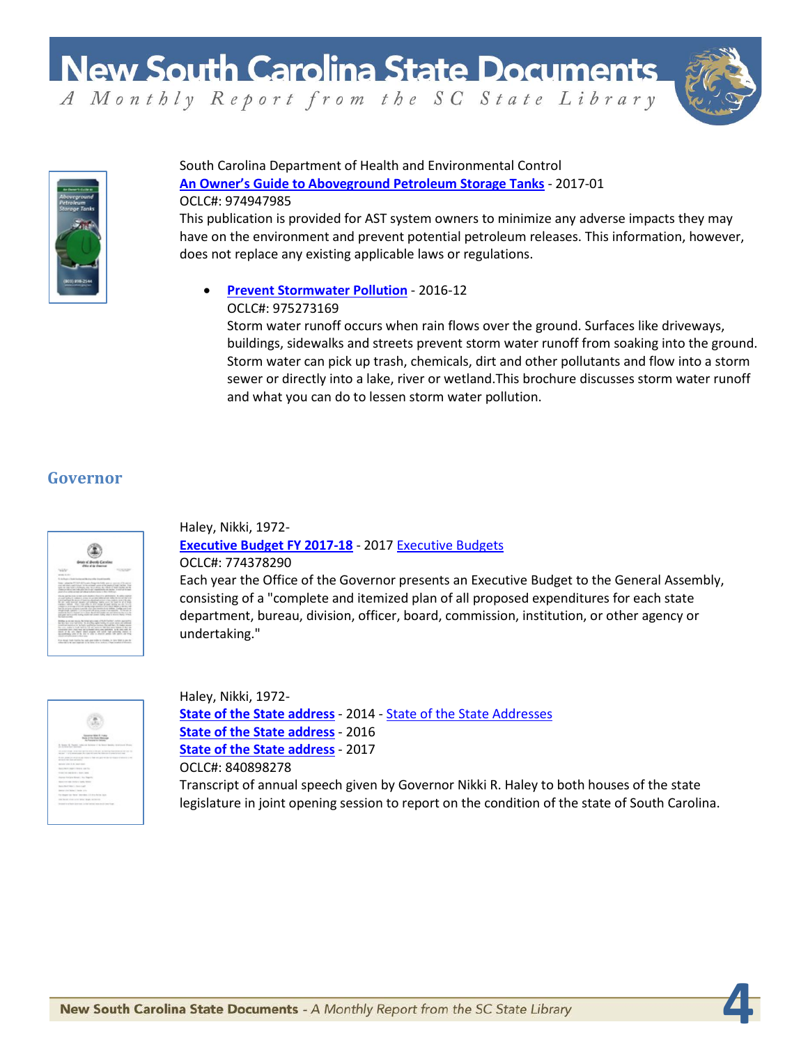South Carolina Department of Health and Environmental Control
**An Owner's Guide to Aboveground Petroleum Storage Tanks** - 2017-01
OCLC#: 974947985
This publication is provided for AST system owners to minimize any adverse impacts they may have on the environment and prevent potential petroleum releases. This information, however, does not replace any existing applicable laws or regulations.

- **Prevent Stormwater Pollution** - 2016-12
  OCLC#: 975273169
  Storm water runoff occurs when rain flows over the ground. Surfaces like driveways, buildings, sidewalks and streets prevent storm water runoff from soaking into the ground. Storm water can pick up trash, chemicals, dirt and other pollutants and flow into a storm sewer or directly into a lake, river or wetland.This brochure discusses storm water runoff and what you can do to lessen storm water pollution.

## Governor

Haley, Nikki, 1972-
**Executive Budget FY 2017-18** - 2017 Executive Budgets
OCLC#: 774378290
Each year the Office of the Governor presents an Executive Budget to the General Assembly, consisting of a "complete and itemized plan of all proposed expenditures for each state department, bureau, division, officer, board, commission, institution, or other agency or undertaking."

Haley, Nikki, 1972-
**State of the State address** - 2014 - State of the State Addresses
**State of the State address** - 2016
**State of the State address** - 2017
OCLC#: 840898278
Transcript of annual speech given by Governor Nikki R. Haley to both houses of the state legislature in joint opening session to report on the condition of the state of South Carolina.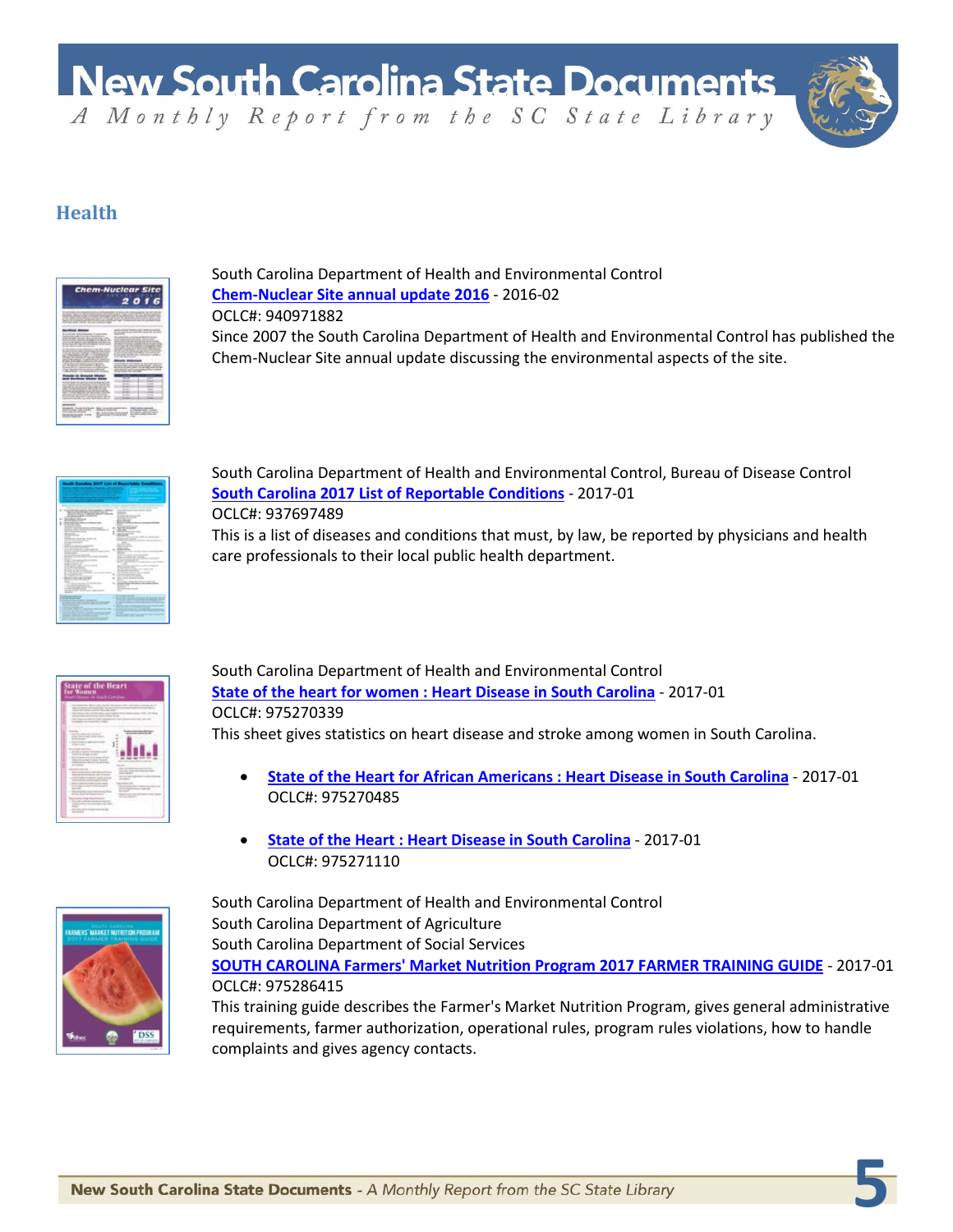## Health

South Carolina Department of Health and Environmental Control
**Chem-Nuclear Site annual update 2016** - 2016-02
OCLC#: 940971882
Since 2007 the South Carolina Department of Health and Environmental Control has published the Chem-Nuclear Site annual update discussing the environmental aspects of the site.

South Carolina Department of Health and Environmental Control, Bureau of Disease Control
**South Carolina 2017 List of Reportable Conditions** - 2017-01
OCLC#: 937697489
This is a list of diseases and conditions that must, by law, be reported by physicians and health care professionals to their local public health department.

South Carolina Department of Health and Environmental Control
**State of the heart for women : Heart Disease in South Carolina** - 2017-01
OCLC#: 975270339
This sheet gives statistics on heart disease and stroke among women in South Carolina.

- **State of the Heart for African Americans : Heart Disease in South Carolina** - 2017-01
  OCLC#: 975270485

- **State of the Heart : Heart Disease in South Carolina** - 2017-01
  OCLC#: 975271110

South Carolina Department of Health and Environmental Control
South Carolina Department of Agriculture
South Carolina Department of Social Services
**SOUTH CAROLINA Farmers' Market Nutrition Program 2017 FARMER TRAINING GUIDE** - 2017-01
OCLC#: 975286415
This training guide describes the Farmer's Market Nutrition Program, gives general administrative requirements, farmer authorization, operational rules, program rules violations, how to handle complaints and gives agency contacts.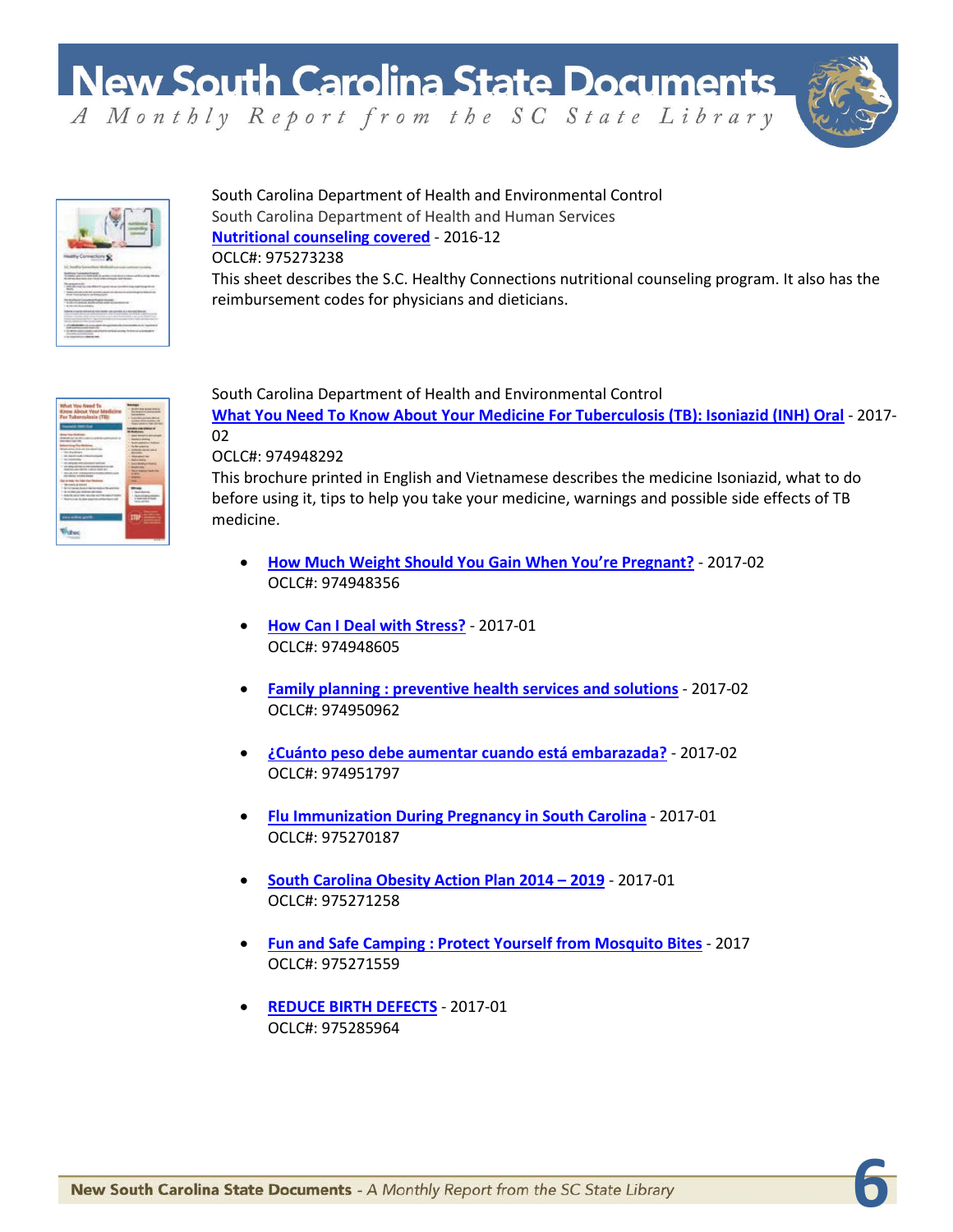South Carolina Department of Health and Environmental Control
South Carolina Department of Health and Human Services
**Nutritional counseling covered** - 2016-12
OCLC#: 975273238
This sheet describes the S.C. Healthy Connections nutritional counseling program. It also has the reimbursement codes for physicians and dieticians.

South Carolina Department of Health and Environmental Control
**What You Need To Know About Your Medicine For Tuberculosis (TB): Isoniazid (INH) Oral** - 2017-02
OCLC#: 974948292
This brochure printed in English and Vietnamese describes the medicine Isoniazid, what to do before using it, tips to help you take your medicine, warnings and possible side effects of TB medicine.

- **How Much Weight Should You Gain When You're Pregnant?** - 2017-02
  OCLC#: 974948356

- **How Can I Deal with Stress?** - 2017-01
  OCLC#: 974948605

- **Family planning : preventive health services and solutions** - 2017-02
  OCLC#: 974950962

- **¿Cuánto peso debe aumentar cuando está embarazada?** - 2017-02
  OCLC#: 974951797

- **Flu Immunization During Pregnancy in South Carolina** - 2017-01
  OCLC#: 975270187

- **South Carolina Obesity Action Plan 2014 – 2019** - 2017-01
  OCLC#: 975271258

- **Fun and Safe Camping : Protect Yourself from Mosquito Bites** - 2017
  OCLC#: 975271559

- **REDUCE BIRTH DEFECTS** - 2017-01
  OCLC#: 975285964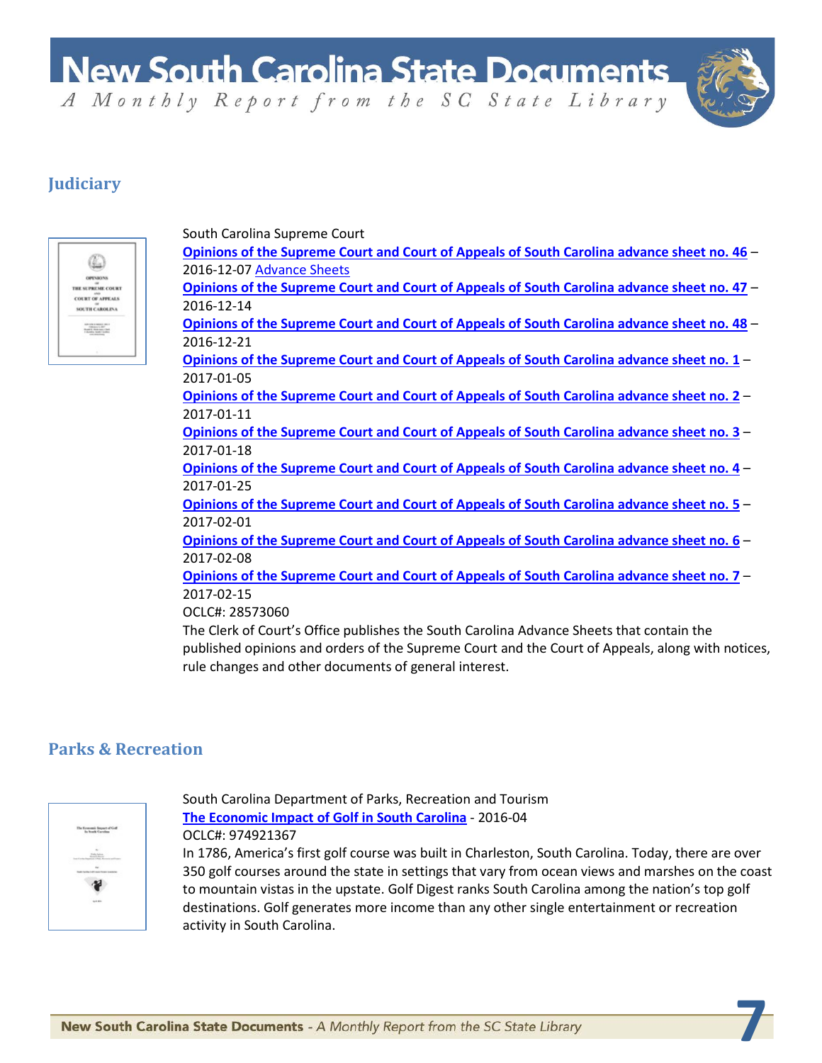## Judiciary

South Carolina Supreme Court

**Opinions of the Supreme Court and Court of Appeals of South Carolina advance sheet no. 46** – 2016-12-07 Advance Sheets

**Opinions of the Supreme Court and Court of Appeals of South Carolina advance sheet no. 47** – 2016-12-14

**Opinions of the Supreme Court and Court of Appeals of South Carolina advance sheet no. 48** – 2016-12-21

**Opinions of the Supreme Court and Court of Appeals of South Carolina advance sheet no. 1** – 2017-01-05

**Opinions of the Supreme Court and Court of Appeals of South Carolina advance sheet no. 2** – 2017-01-11

**Opinions of the Supreme Court and Court of Appeals of South Carolina advance sheet no. 3** – 2017-01-18

**Opinions of the Supreme Court and Court of Appeals of South Carolina advance sheet no. 4** – 2017-01-25

**Opinions of the Supreme Court and Court of Appeals of South Carolina advance sheet no. 5** – 2017-02-01

**Opinions of the Supreme Court and Court of Appeals of South Carolina advance sheet no. 6** – 2017-02-08

**Opinions of the Supreme Court and Court of Appeals of South Carolina advance sheet no. 7** – 2017-02-15

OCLC#: 28573060

The Clerk of Court's Office publishes the South Carolina Advance Sheets that contain the published opinions and orders of the Supreme Court and the Court of Appeals, along with notices, rule changes and other documents of general interest.

## Parks & Recreation

South Carolina Department of Parks, Recreation and Tourism

**The Economic Impact of Golf in South Carolina** - 2016-04

OCLC#: 974921367

In 1786, America's first golf course was built in Charleston, South Carolina. Today, there are over 350 golf courses around the state in settings that vary from ocean views and marshes on the coast to mountain vistas in the upstate. Golf Digest ranks South Carolina among the nation's top golf destinations. Golf generates more income than any other single entertainment or recreation activity in South Carolina.